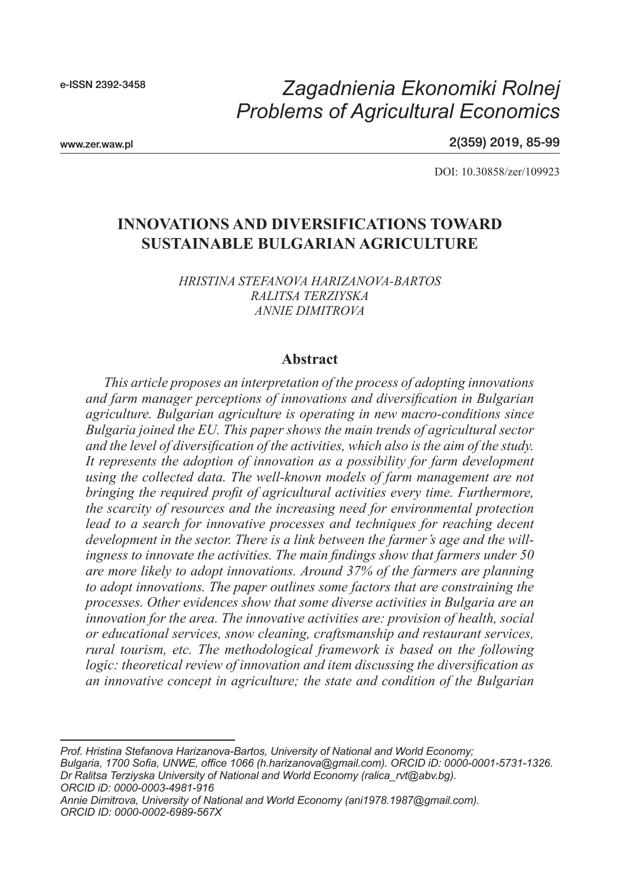# INNOVATIONS AND DIVERSIFICATIONS TOWARD SUSTAINABLE BULGARIAN AGRICULTURE

*HRISTINA STEFANOVA HARIZANOVA-BARTOS*
*RALITSA TERZIYSKA*
*ANNIE DIMITROVA*

DOI: 10.30858/zer/109923

## Abstract

*This article proposes an interpretation of the process of adopting innovations and farm manager perceptions of innovations and diversification in Bulgarian agriculture. Bulgarian agriculture is operating in new macro-conditions since Bulgaria joined the EU. This paper shows the main trends of agricultural sector and the level of diversification of the activities, which also is the aim of the study. It represents the adoption of innovation as a possibility for farm development using the collected data. The well-known models of farm management are not bringing the required profit of agricultural activities every time. Furthermore, the scarcity of resources and the increasing need for environmental protection lead to a search for innovative processes and techniques for reaching decent development in the sector. There is a link between the farmer's age and the willingness to innovate the activities. The main findings show that farmers under 50 are more likely to adopt innovations. Around 37% of the farmers are planning to adopt innovations. The paper outlines some factors that are constraining the processes. Other evidences show that some diverse activities in Bulgaria are an innovation for the area. The innovative activities are: provision of health, social or educational services, snow cleaning, craftsmanship and restaurant services, rural tourism, etc. The methodological framework is based on the following logic: theoretical review of innovation and item discussing the diversification as an innovative concept in agriculture; the state and condition of the Bulgarian*

---

*Prof. Hristina Stefanova Harizanova-Bartos, University of National and World Economy; Bulgaria, 1700 Sofia, UNWE, office 1066 (h.harizanova@gmail.com). ORCID iD: 0000-0001-5731-1326.*
*Dr Ralitsa Terziyska University of National and World Economy (ralica_rvt@abv.bg). ORCID iD: 0000-0003-4981-916*
*Annie Dimitrova, University of National and World Economy (ani1978.1987@gmail.com). ORCID ID: 0000-0002-6989-567X*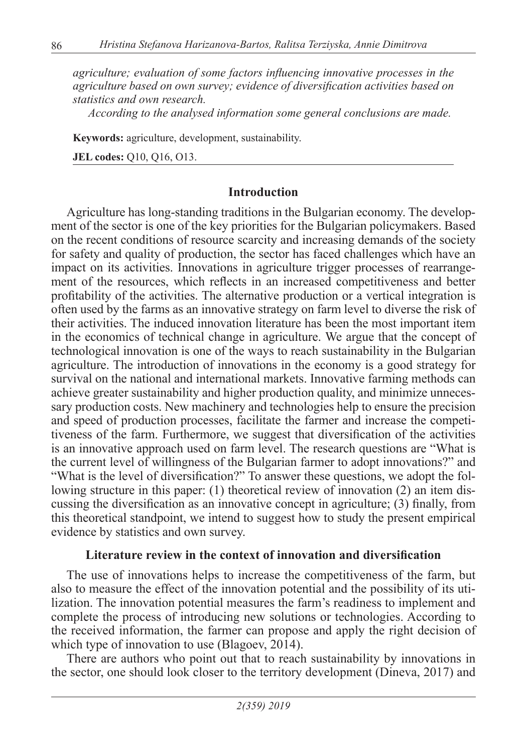*agriculture; evaluation of some factors influencing innovative processes in the agriculture based on own survey; evidence of diversification activities based on statistics and own research.*

*According to the analysed information some general conclusions are made.*

**Keywords:** agriculture, development, sustainability.

**JEL codes:** Q10, Q16, O13.

## Introduction

Agriculture has long-standing traditions in the Bulgarian economy. The development of the sector is one of the key priorities for the Bulgarian policymakers. Based on the recent conditions of resource scarcity and increasing demands of the society for safety and quality of production, the sector has faced challenges which have an impact on its activities. Innovations in agriculture trigger processes of rearrangement of the resources, which reflects in an increased competitiveness and better profitability of the activities. The alternative production or a vertical integration is often used by the farms as an innovative strategy on farm level to diverse the risk of their activities. The induced innovation literature has been the most important item in the economics of technical change in agriculture. We argue that the concept of technological innovation is one of the ways to reach sustainability in the Bulgarian agriculture. The introduction of innovations in the economy is a good strategy for survival on the national and international markets. Innovative farming methods can achieve greater sustainability and higher production quality, and minimize unnecessary production costs. New machinery and technologies help to ensure the precision and speed of production processes, facilitate the farmer and increase the competitiveness of the farm. Furthermore, we suggest that diversification of the activities is an innovative approach used on farm level. The research questions are "What is the current level of willingness of the Bulgarian farmer to adopt innovations?" and "What is the level of diversification?" To answer these questions, we adopt the following structure in this paper: (1) theoretical review of innovation (2) an item discussing the diversification as an innovative concept in agriculture; (3) finally, from this theoretical standpoint, we intend to suggest how to study the present empirical evidence by statistics and own survey.

## Literature review in the context of innovation and diversification

The use of innovations helps to increase the competitiveness of the farm, but also to measure the effect of the innovation potential and the possibility of its utilization. The innovation potential measures the farm's readiness to implement and complete the process of introducing new solutions or technologies. According to the received information, the farmer can propose and apply the right decision of which type of innovation to use (Blagoev, 2014).

There are authors who point out that to reach sustainability by innovations in the sector, one should look closer to the territory development (Dineva, 2017) and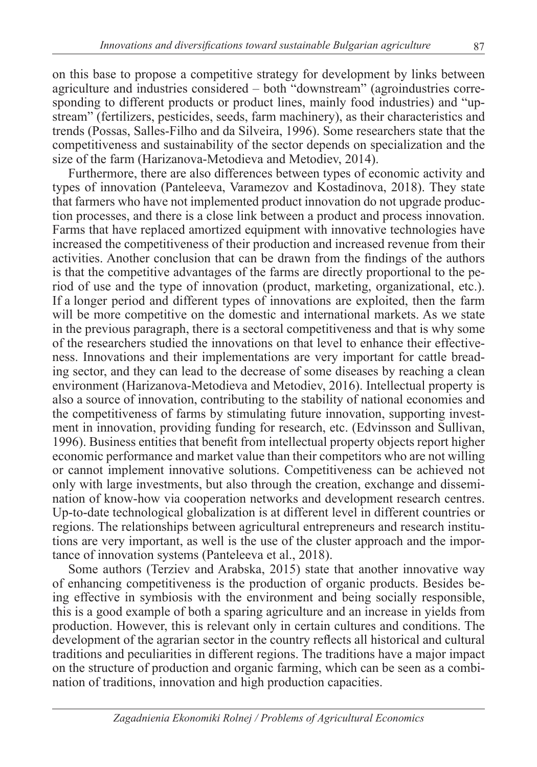on this base to propose a competitive strategy for development by links between agriculture and industries considered – both "downstream" (agroindustries corresponding to different products or product lines, mainly food industries) and "upstream" (fertilizers, pesticides, seeds, farm machinery), as their characteristics and trends (Possas, Salles-Filho and da Silveira, 1996). Some researchers state that the competitiveness and sustainability of the sector depends on specialization and the size of the farm (Harizanova-Metodieva and Metodiev, 2014).

Furthermore, there are also differences between types of economic activity and types of innovation (Panteleeva, Varamezov and Kostadinova, 2018). They state that farmers who have not implemented product innovation do not upgrade production processes, and there is a close link between a product and process innovation. Farms that have replaced amortized equipment with innovative technologies have increased the competitiveness of their production and increased revenue from their activities. Another conclusion that can be drawn from the findings of the authors is that the competitive advantages of the farms are directly proportional to the period of use and the type of innovation (product, marketing, organizational, etc.). If a longer period and different types of innovations are exploited, then the farm will be more competitive on the domestic and international markets. As we state in the previous paragraph, there is a sectoral competitiveness and that is why some of the researchers studied the innovations on that level to enhance their effectiveness. Innovations and their implementations are very important for cattle breading sector, and they can lead to the decrease of some diseases by reaching a clean environment (Harizanova-Metodieva and Metodiev, 2016). Intellectual property is also a source of innovation, contributing to the stability of national economies and the competitiveness of farms by stimulating future innovation, supporting investment in innovation, providing funding for research, etc. (Edvinsson and Sullivan, 1996). Business entities that benefit from intellectual property objects report higher economic performance and market value than their competitors who are not willing or cannot implement innovative solutions. Competitiveness can be achieved not only with large investments, but also through the creation, exchange and dissemination of know-how via cooperation networks and development research centres. Up-to-date technological globalization is at different level in different countries or regions. The relationships between agricultural entrepreneurs and research institutions are very important, as well is the use of the cluster approach and the importance of innovation systems (Panteleeva et al., 2018).

Some authors (Terziev and Arabska, 2015) state that another innovative way of enhancing competitiveness is the production of organic products. Besides being effective in symbiosis with the environment and being socially responsible, this is a good example of both a sparing agriculture and an increase in yields from production. However, this is relevant only in certain cultures and conditions. The development of the agrarian sector in the country reflects all historical and cultural traditions and peculiarities in different regions. The traditions have a major impact on the structure of production and organic farming, which can be seen as a combination of traditions, innovation and high production capacities.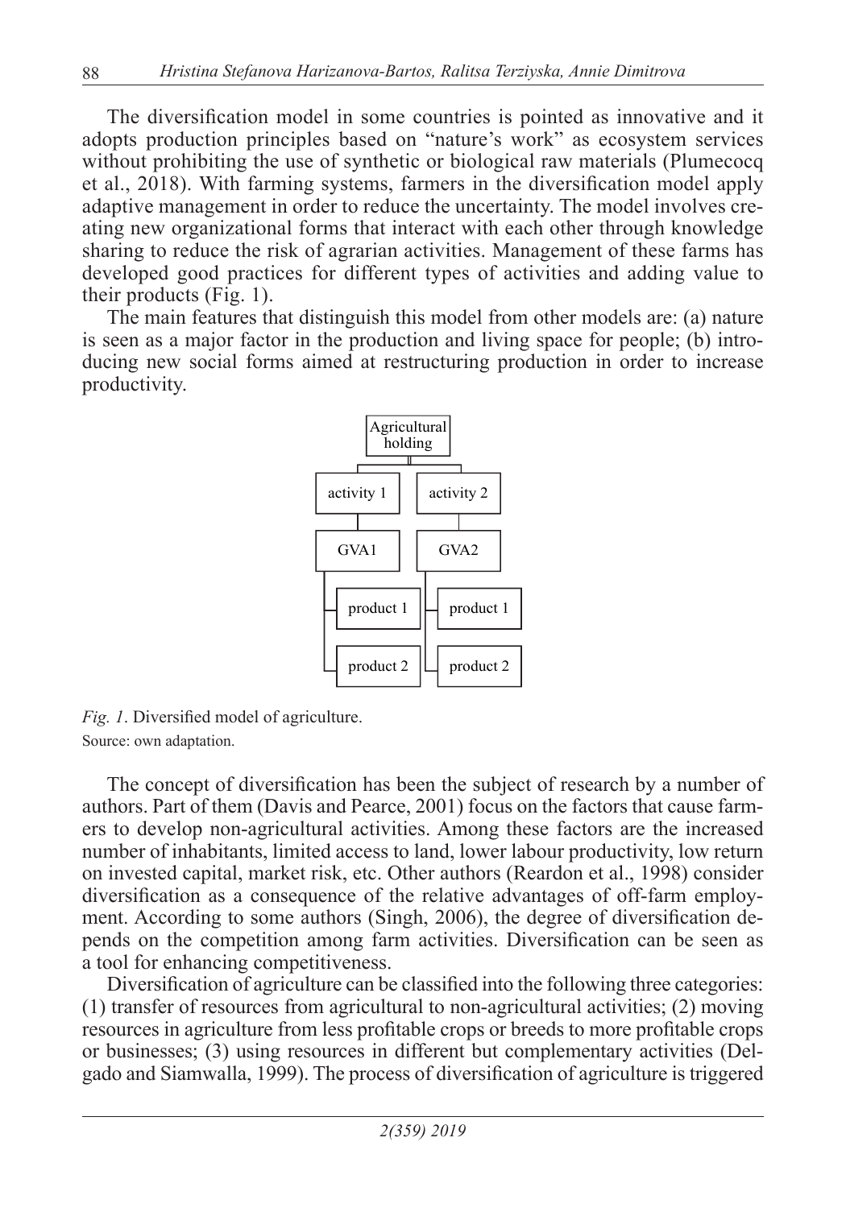The diversification model in some countries is pointed as innovative and it adopts production principles based on "nature's work" as ecosystem services without prohibiting the use of synthetic or biological raw materials (Plumecocq et al., 2018). With farming systems, farmers in the diversification model apply adaptive management in order to reduce the uncertainty. The model involves creating new organizational forms that interact with each other through knowledge sharing to reduce the risk of agrarian activities. Management of these farms has developed good practices for different types of activities and adding value to their products (Fig. 1).

The main features that distinguish this model from other models are: (a) nature is seen as a major factor in the production and living space for people; (b) introducing new social forms aimed at restructuring production in order to increase productivity.

Agricultural holding

activity 1 | activity 2

GVA1 | GVA2

product 1 | product 1

product 2 | product 2

*Fig. 1*. Diversified model of agriculture.
Source: own adaptation.

The concept of diversification has been the subject of research by a number of authors. Part of them (Davis and Pearce, 2001) focus on the factors that cause farmers to develop non-agricultural activities. Among these factors are the increased number of inhabitants, limited access to land, lower labour productivity, low return on invested capital, market risk, etc. Other authors (Reardon et al., 1998) consider diversification as a consequence of the relative advantages of off-farm employment. According to some authors (Singh, 2006), the degree of diversification depends on the competition among farm activities. Diversification can be seen as a tool for enhancing competitiveness.

Diversification of agriculture can be classified into the following three categories: (1) transfer of resources from agricultural to non-agricultural activities; (2) moving resources in agriculture from less profitable crops or breeds to more profitable crops or businesses; (3) using resources in different but complementary activities (Delgado and Siamwalla, 1999). The process of diversification of agriculture is triggered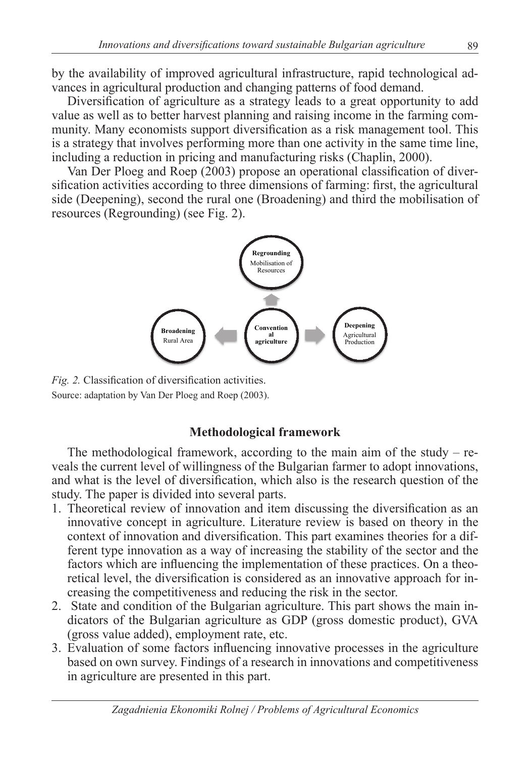by the availability of improved agricultural infrastructure, rapid technological advances in agricultural production and changing patterns of food demand.

Diversification of agriculture as a strategy leads to a great opportunity to add value as well as to better harvest planning and raising income in the farming community. Many economists support diversification as a risk management tool. This is a strategy that involves performing more than one activity in the same time line, including a reduction in pricing and manufacturing risks (Chaplin, 2000).

Van Der Ploeg and Roep (2003) propose an operational classification of diversification activities according to three dimensions of farming: first, the agricultural side (Deepening), second the rural one (Broadening) and third the mobilisation of resources (Regrounding) (see Fig. 2).

*Fig. 2.* Classification of diversification activities.
Source: adaptation by Van Der Ploeg and Roep (2003).

## Methodological framework

The methodological framework, according to the main aim of the study – reveals the current level of willingness of the Bulgarian farmer to adopt innovations, and what is the level of diversification, which also is the research question of the study. The paper is divided into several parts.

1. Theoretical review of innovation and item discussing the diversification as an innovative concept in agriculture. Literature review is based on theory in the context of innovation and diversification. This part examines theories for a different type innovation as a way of increasing the stability of the sector and the factors which are influencing the implementation of these practices. On a theoretical level, the diversification is considered as an innovative approach for increasing the competitiveness and reducing the risk in the sector.
2. State and condition of the Bulgarian agriculture. This part shows the main indicators of the Bulgarian agriculture as GDP (gross domestic product), GVA (gross value added), employment rate, etc.
3. Evaluation of some factors influencing innovative processes in the agriculture based on own survey. Findings of a research in innovations and competitiveness in agriculture are presented in this part.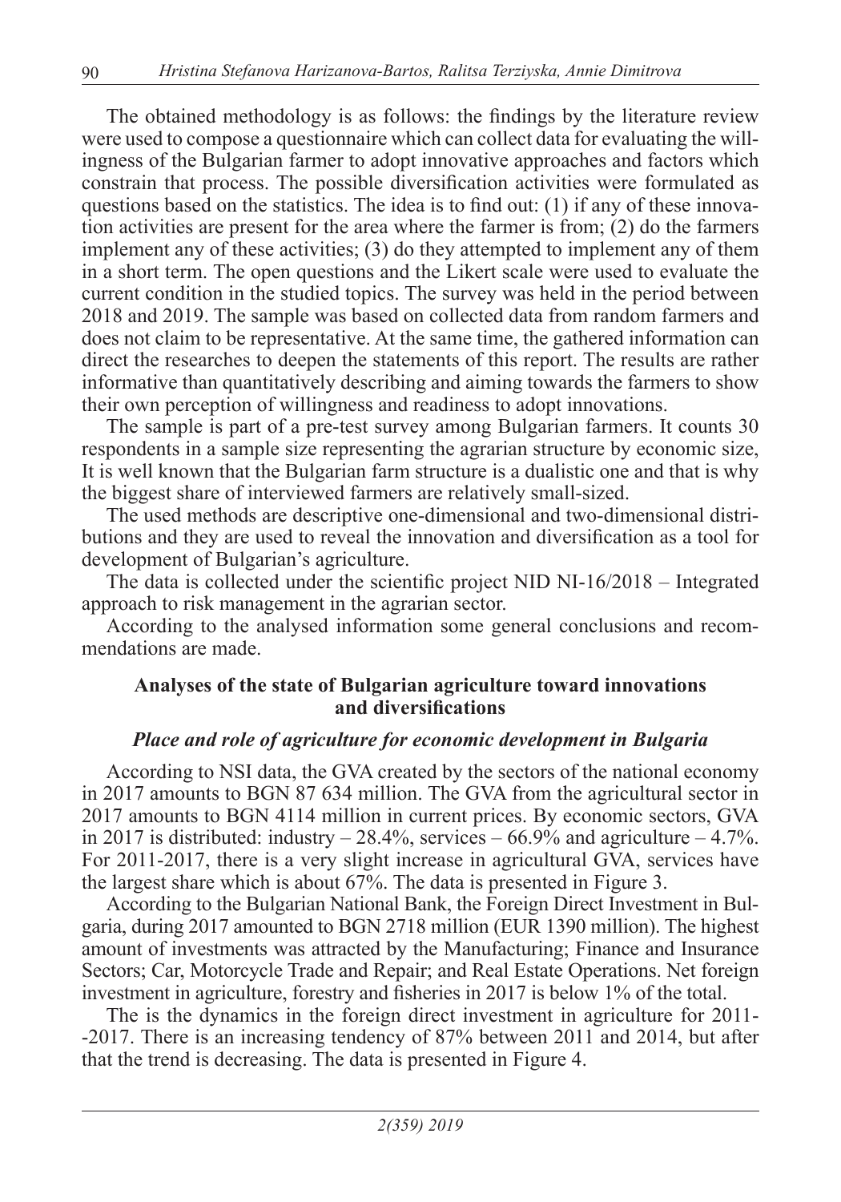The obtained methodology is as follows: the findings by the literature review were used to compose a questionnaire which can collect data for evaluating the willingness of the Bulgarian farmer to adopt innovative approaches and factors which constrain that process. The possible diversification activities were formulated as questions based on the statistics. The idea is to find out: (1) if any of these innovation activities are present for the area where the farmer is from; (2) do the farmers implement any of these activities; (3) do they attempted to implement any of them in a short term. The open questions and the Likert scale were used to evaluate the current condition in the studied topics. The survey was held in the period between 2018 and 2019. The sample was based on collected data from random farmers and does not claim to be representative. At the same time, the gathered information can direct the researches to deepen the statements of this report. The results are rather informative than quantitatively describing and aiming towards the farmers to show their own perception of willingness and readiness to adopt innovations.

The sample is part of a pre-test survey among Bulgarian farmers. It counts 30 respondents in a sample size representing the agrarian structure by economic size, It is well known that the Bulgarian farm structure is a dualistic one and that is why the biggest share of interviewed farmers are relatively small-sized.

The used methods are descriptive one-dimensional and two-dimensional distributions and they are used to reveal the innovation and diversification as a tool for development of Bulgarian's agriculture.

The data is collected under the scientific project NID NI-16/2018 – Integrated approach to risk management in the agrarian sector.

According to the analysed information some general conclusions and recommendations are made.

## Analyses of the state of Bulgarian agriculture toward innovations and diversifications

### *Place and role of agriculture for economic development in Bulgaria*

According to NSI data, the GVA created by the sectors of the national economy in 2017 amounts to BGN 87 634 million. The GVA from the agricultural sector in 2017 amounts to BGN 4114 million in current prices. By economic sectors, GVA in 2017 is distributed: industry – 28.4%, services – 66.9% and agriculture – 4.7%. For 2011-2017, there is a very slight increase in agricultural GVA, services have the largest share which is about 67%. The data is presented in Figure 3.

According to the Bulgarian National Bank, the Foreign Direct Investment in Bulgaria, during 2017 amounted to BGN 2718 million (EUR 1390 million). The highest amount of investments was attracted by the Manufacturing; Finance and Insurance Sectors; Car, Motorcycle Trade and Repair; and Real Estate Operations. Net foreign investment in agriculture, forestry and fisheries in 2017 is below 1% of the total.

The is the dynamics in the foreign direct investment in agriculture for 2011-2017. There is an increasing tendency of 87% between 2011 and 2014, but after that the trend is decreasing. The data is presented in Figure 4.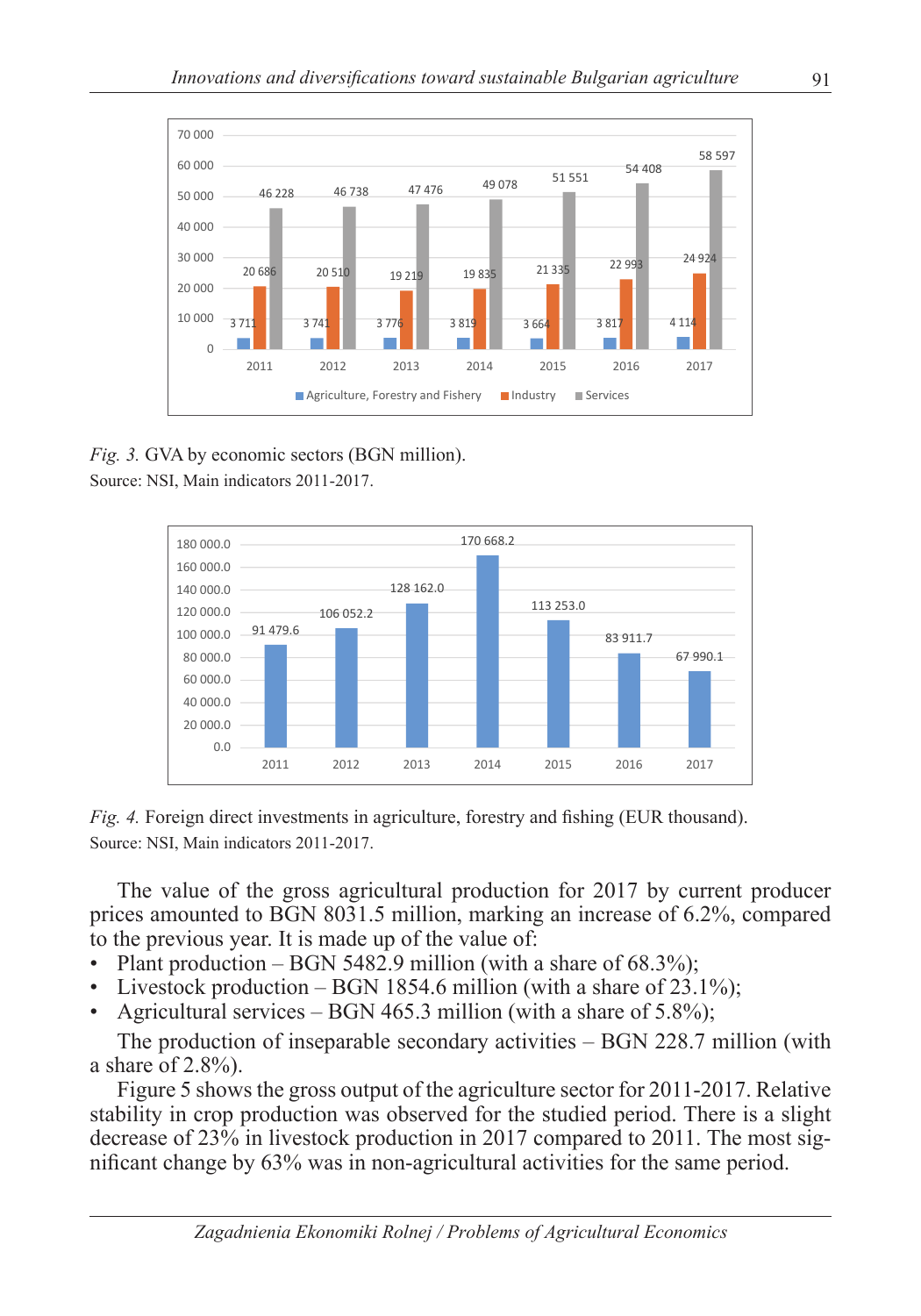*Fig. 3.* GVA by economic sectors (BGN million).
Source: NSI, Main indicators 2011-2017.

*Fig. 4.* Foreign direct investments in agriculture, forestry and fishing (EUR thousand).
Source: NSI, Main indicators 2011-2017.

The value of the gross agricultural production for 2017 by current producer prices amounted to BGN 8031.5 million, marking an increase of 6.2%, compared to the previous year. It is made up of the value of:

- Plant production – BGN 5482.9 million (with a share of 68.3%);
- Livestock production – BGN 1854.6 million (with a share of 23.1%);
- Agricultural services – BGN 465.3 million (with a share of 5.8%);

The production of inseparable secondary activities – BGN 228.7 million (with a share of 2.8%).

Figure 5 shows the gross output of the agriculture sector for 2011-2017. Relative stability in crop production was observed for the studied period. There is a slight decrease of 23% in livestock production in 2017 compared to 2011. The most significant change by 63% was in non-agricultural activities for the same period.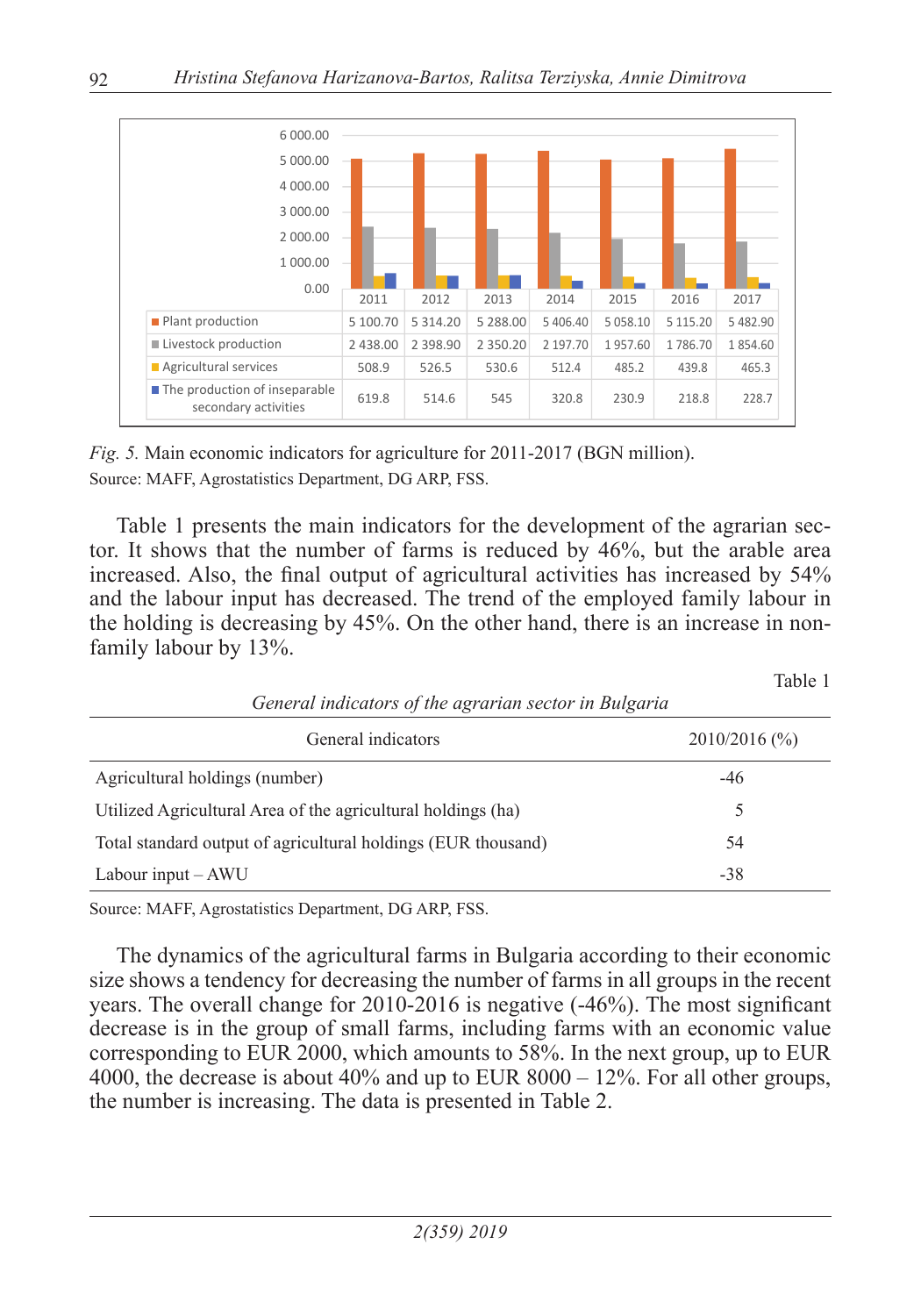| | 2011 | 2012 | 2013 | 2014 | 2015 | 2016 | 2017 |
|---|---|---|---|---|---|---|---|
| Plant production | 5 100.70 | 5 314.20 | 5 288.00 | 5 406.40 | 5 058.10 | 5 115.20 | 5 482.90 |
| Livestock production | 2 438.00 | 2 398.90 | 2 350.20 | 2 197.70 | 1 957.60 | 1 786.70 | 1 854.60 |
| Agricultural services | 508.9 | 526.5 | 530.6 | 512.4 | 485.2 | 439.8 | 465.3 |
| The production of inseparable secondary activities | 619.8 | 514.6 | 545 | 320.8 | 230.9 | 218.8 | 228.7 |

*Fig. 5.* Main economic indicators for agriculture for 2011-2017 (BGN million).
Source: MAFF, Agrostatistics Department, DG ARP, FSS.

Table 1 presents the main indicators for the development of the agrarian sector. It shows that the number of farms is reduced by 46%, but the arable area increased. Also, the final output of agricultural activities has increased by 54% and the labour input has decreased. The trend of the employed family labour in the holding is decreasing by 45%. On the other hand, there is an increase in non-family labour by 13%.

Table 1

*General indicators of the agrarian sector in Bulgaria*

| General indicators | 2010/2016 (%) |
|---|---|
| Agricultural holdings (number) | -46 |
| Utilized Agricultural Area of the agricultural holdings (ha) | 5 |
| Total standard output of agricultural holdings (EUR thousand) | 54 |
| Labour input – AWU | -38 |

Source: MAFF, Agrostatistics Department, DG ARP, FSS.

The dynamics of the agricultural farms in Bulgaria according to their economic size shows a tendency for decreasing the number of farms in all groups in the recent years. The overall change for 2010-2016 is negative (-46%). The most significant decrease is in the group of small farms, including farms with an economic value corresponding to EUR 2000, which amounts to 58%. In the next group, up to EUR 4000, the decrease is about 40% and up to EUR 8000 – 12%. For all other groups, the number is increasing. The data is presented in Table 2.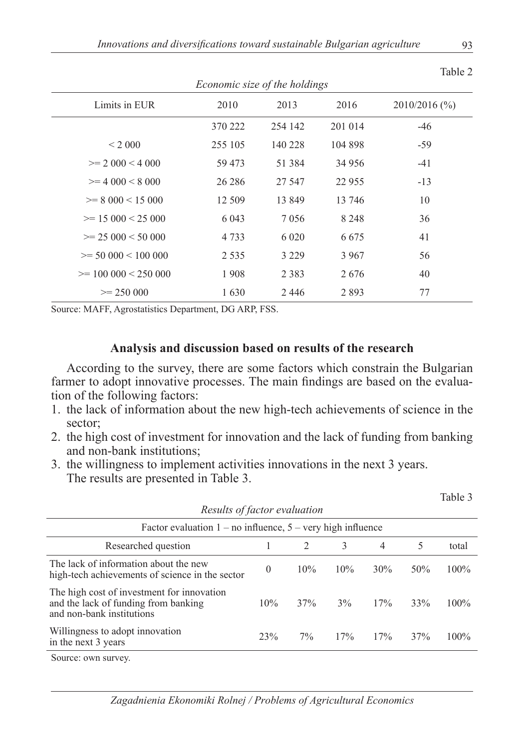Table 2

*Economic size of the holdings*

| Limits in EUR | 2010 | 2013 | 2016 | 2010/2016 (%) |
|---|---|---|---|---|
| | 370 222 | 254 142 | 201 014 | -46 |
| < 2 000 | 255 105 | 140 228 | 104 898 | -59 |
| >= 2 000 < 4 000 | 59 473 | 51 384 | 34 956 | -41 |
| >= 4 000 < 8 000 | 26 286 | 27 547 | 22 955 | -13 |
| >= 8 000 < 15 000 | 12 509 | 13 849 | 13 746 | 10 |
| >= 15 000 < 25 000 | 6 043 | 7 056 | 8 248 | 36 |
| >= 25 000 < 50 000 | 4 733 | 6 020 | 6 675 | 41 |
| >= 50 000 < 100 000 | 2 535 | 3 229 | 3 967 | 56 |
| >= 100 000 < 250 000 | 1 908 | 2 383 | 2 676 | 40 |
| >= 250 000 | 1 630 | 2 446 | 2 893 | 77 |

Source: MAFF, Agrostatistics Department, DG ARP, FSS.

## Analysis and discussion based on results of the research

According to the survey, there are some factors which constrain the Bulgarian farmer to adopt innovative processes. The main findings are based on the evaluation of the following factors:

1. the lack of information about the new high-tech achievements of science in the sector;
2. the high cost of investment for innovation and the lack of funding from banking and non-bank institutions;
3. the willingness to implement activities innovations in the next 3 years.

The results are presented in Table 3.

Table 3

*Results of factor evaluation*

| Factor evaluation 1 – no influence, 5 – very high influence | | | | | | |
|---|---|---|---|---|---|---|
| Researched question | 1 | 2 | 3 | 4 | 5 | total |
| The lack of information about the new high-tech achievements of science in the sector | 0 | 10% | 10% | 30% | 50% | 100% |
| The high cost of investment for innovation and the lack of funding from banking and non-bank institutions | 10% | 37% | 3% | 17% | 33% | 100% |
| Willingness to adopt innovation in the next 3 years | 23% | 7% | 17% | 17% | 37% | 100% |

Source: own survey.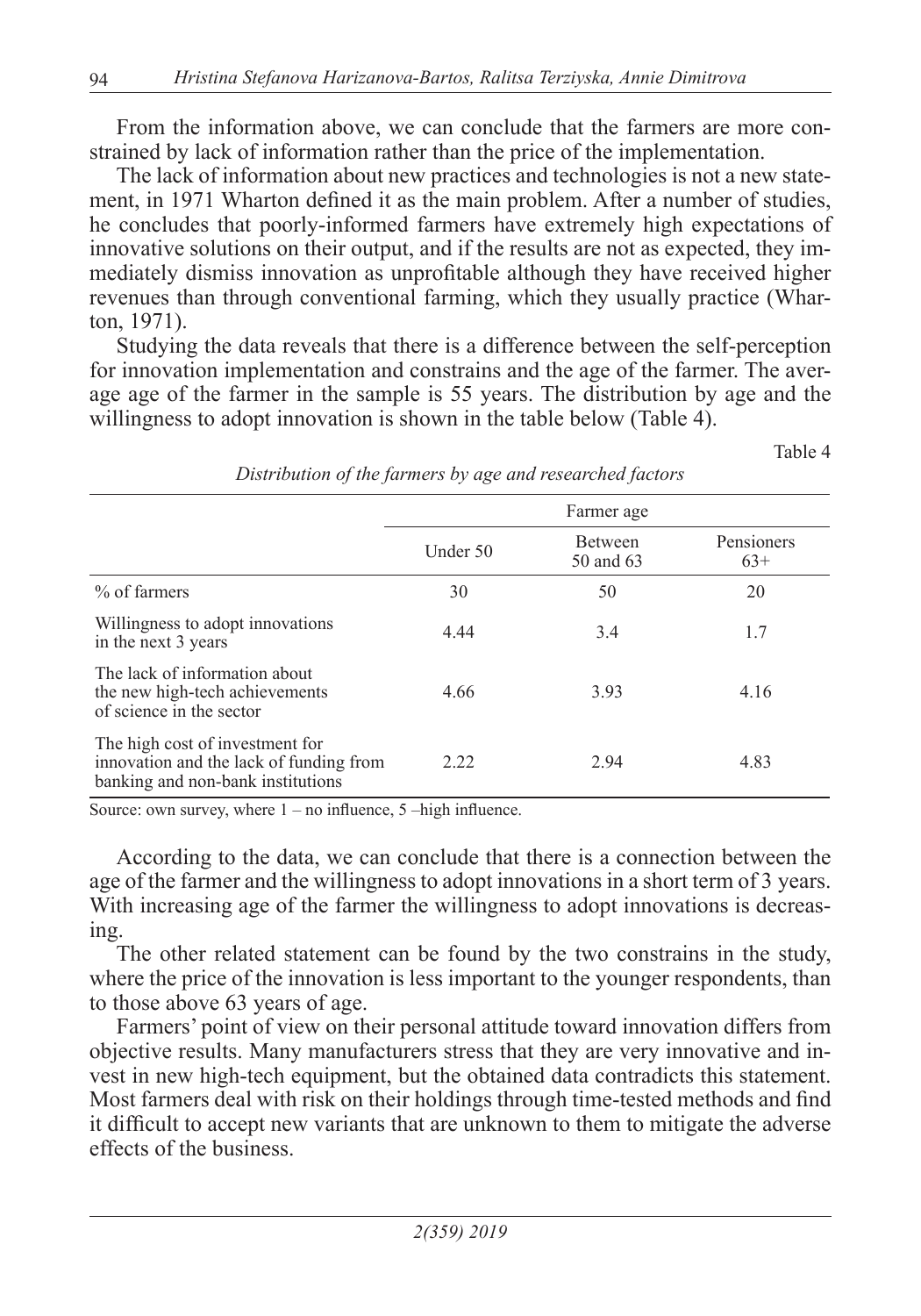From the information above, we can conclude that the farmers are more constrained by lack of information rather than the price of the implementation.

The lack of information about new practices and technologies is not a new statement, in 1971 Wharton defined it as the main problem. After a number of studies, he concludes that poorly-informed farmers have extremely high expectations of innovative solutions on their output, and if the results are not as expected, they immediately dismiss innovation as unprofitable although they have received higher revenues than through conventional farming, which they usually practice (Wharton, 1971).

Studying the data reveals that there is a difference between the self-perception for innovation implementation and constrains and the age of the farmer. The average age of the farmer in the sample is 55 years. The distribution by age and the willingness to adopt innovation is shown in the table below (Table 4).

Table 4

*Distribution of the farmers by age and researched factors*

| | Farmer age | | |
|---|---|---|---|
| | Under 50 | Between 50 and 63 | Pensioners 63+ |
| % of farmers | 30 | 50 | 20 |
| Willingness to adopt innovations in the next 3 years | 4.44 | 3.4 | 1.7 |
| The lack of information about the new high-tech achievements of science in the sector | 4.66 | 3.93 | 4.16 |
| The high cost of investment for innovation and the lack of funding from banking and non-bank institutions | 2.22 | 2.94 | 4.83 |

Source: own survey, where 1 – no influence, 5 –high influence.

According to the data, we can conclude that there is a connection between the age of the farmer and the willingness to adopt innovations in a short term of 3 years. With increasing age of the farmer the willingness to adopt innovations is decreasing.

The other related statement can be found by the two constrains in the study, where the price of the innovation is less important to the younger respondents, than to those above 63 years of age.

Farmers' point of view on their personal attitude toward innovation differs from objective results. Many manufacturers stress that they are very innovative and invest in new high-tech equipment, but the obtained data contradicts this statement. Most farmers deal with risk on their holdings through time-tested methods and find it difficult to accept new variants that are unknown to them to mitigate the adverse effects of the business.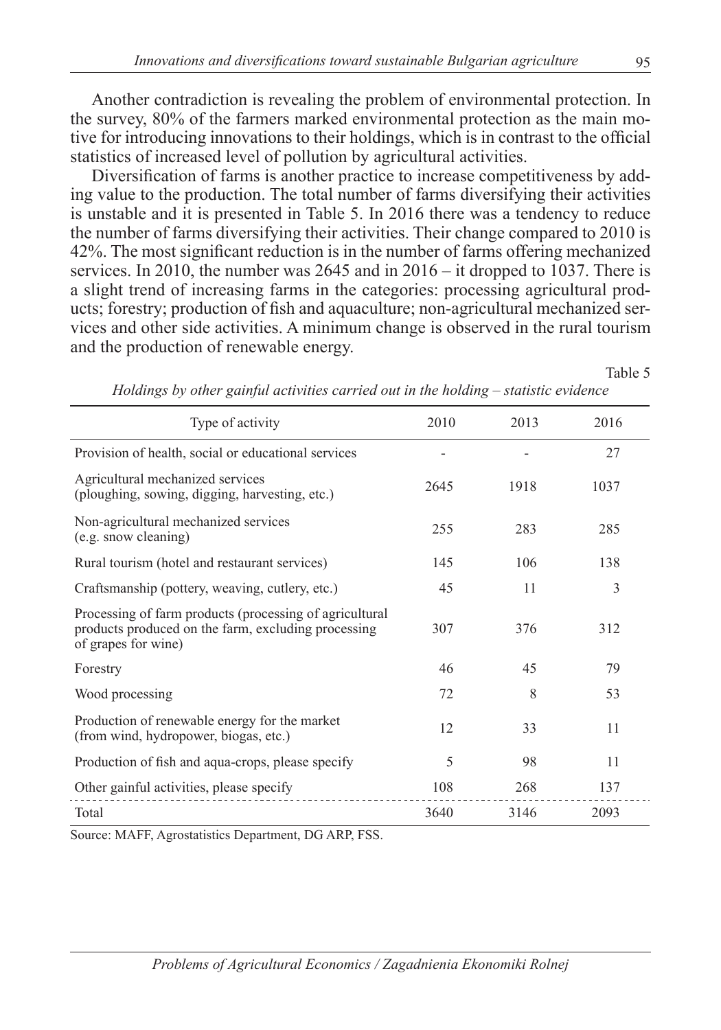Another contradiction is revealing the problem of environmental protection. In the survey, 80% of the farmers marked environmental protection as the main motive for introducing innovations to their holdings, which is in contrast to the official statistics of increased level of pollution by agricultural activities.

Diversification of farms is another practice to increase competitiveness by adding value to the production. The total number of farms diversifying their activities is unstable and it is presented in Table 5. In 2016 there was a tendency to reduce the number of farms diversifying their activities. Their change compared to 2010 is 42%. The most significant reduction is in the number of farms offering mechanized services. In 2010, the number was 2645 and in 2016 – it dropped to 1037. There is a slight trend of increasing farms in the categories: processing agricultural products; forestry; production of fish and aquaculture; non-agricultural mechanized services and other side activities. A minimum change is observed in the rural tourism and the production of renewable energy.

Table 5

*Holdings by other gainful activities carried out in the holding – statistic evidence*

| Type of activity | 2010 | 2013 | 2016 |
|---|---|---|---|
| Provision of health, social or educational services | - | - | 27 |
| Agricultural mechanized services (ploughing, sowing, digging, harvesting, etc.) | 2645 | 1918 | 1037 |
| Non-agricultural mechanized services (e.g. snow cleaning) | 255 | 283 | 285 |
| Rural tourism (hotel and restaurant services) | 145 | 106 | 138 |
| Craftsmanship (pottery, weaving, cutlery, etc.) | 45 | 11 | 3 |
| Processing of farm products (processing of agricultural products produced on the farm, excluding processing of grapes for wine) | 307 | 376 | 312 |
| Forestry | 46 | 45 | 79 |
| Wood processing | 72 | 8 | 53 |
| Production of renewable energy for the market (from wind, hydropower, biogas, etc.) | 12 | 33 | 11 |
| Production of fish and aqua-crops, please specify | 5 | 98 | 11 |
| Other gainful activities, please specify | 108 | 268 | 137 |
| Total | 3640 | 3146 | 2093 |

Source: MAFF, Agrostatistics Department, DG ARP, FSS.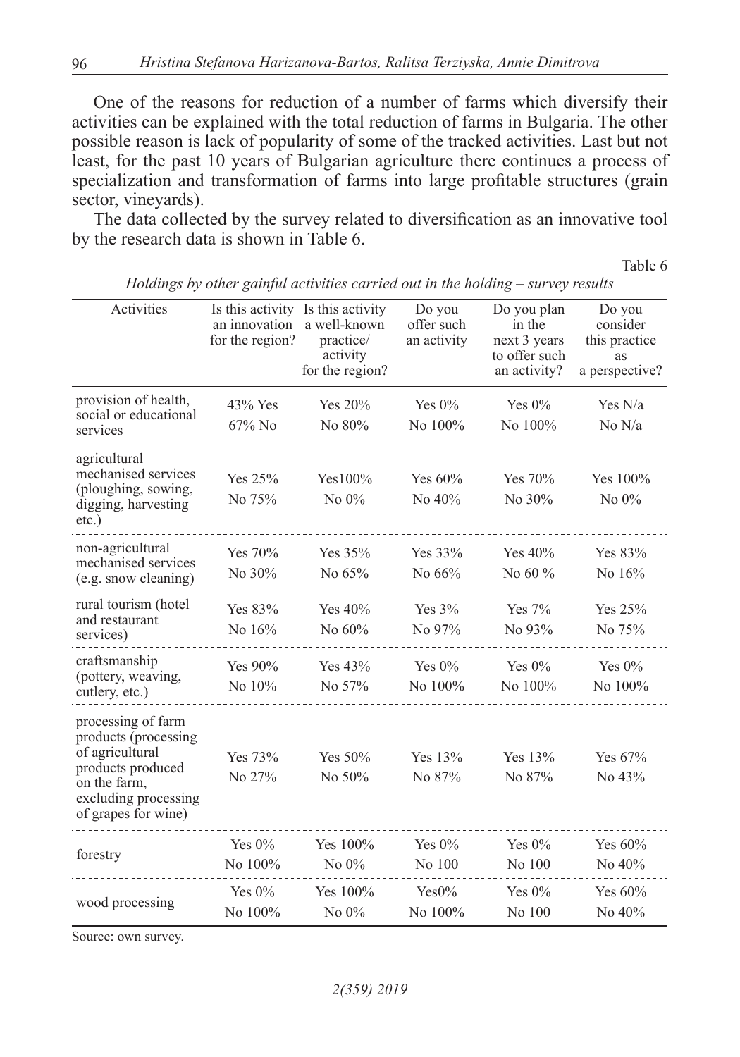One of the reasons for reduction of a number of farms which diversify their activities can be explained with the total reduction of farms in Bulgaria. The other possible reason is lack of popularity of some of the tracked activities. Last but not least, for the past 10 years of Bulgarian agriculture there continues a process of specialization and transformation of farms into large profitable structures (grain sector, vineyards).

The data collected by the survey related to diversification as an innovative tool by the research data is shown in Table 6.

Table 6

*Holdings by other gainful activities carried out in the holding – survey results*

| Activities | Is this activity an innovation for the region? | Is this activity a well-known practice/ activity for the region? | Do you offer such an activity | Do you plan in the next 3 years to offer such an activity? | Do you consider this practice as a perspective? |
|---|---|---|---|---|---|
| provision of health, social or educational services | 43% Yes<br>67% No | Yes 20%<br>No 80% | Yes 0%<br>No 100% | Yes 0%<br>No 100% | Yes N/a<br>No N/a |
| agricultural mechanised services (ploughing, sowing, digging, harvesting etc.) | Yes 25%<br>No 75% | Yes100%<br>No 0% | Yes 60%<br>No 40% | Yes 70%<br>No 30% | Yes 100%<br>No 0% |
| non-agricultural mechanised services (e.g. snow cleaning) | Yes 70%<br>No 30% | Yes 35%<br>No 65% | Yes 33%<br>No 66% | Yes 40%<br>No 60 % | Yes 83%<br>No 16% |
| rural tourism (hotel and restaurant services) | Yes 83%<br>No 16% | Yes 40%<br>No 60% | Yes 3%<br>No 97% | Yes 7%<br>No 93% | Yes 25%<br>No 75% |
| craftsmanship (pottery, weaving, cutlery, etc.) | Yes 90%<br>No 10% | Yes 43%<br>No 57% | Yes 0%<br>No 100% | Yes 0%<br>No 100% | Yes 0%<br>No 100% |
| processing of farm products (processing of agricultural products produced on the farm, excluding processing of grapes for wine) | Yes 73%<br>No 27% | Yes 50%<br>No 50% | Yes 13%<br>No 87% | Yes 13%<br>No 87% | Yes 67%<br>No 43% |
| forestry | Yes 0%<br>No 100% | Yes 100%<br>No 0% | Yes 0%<br>No 100 | Yes 0%<br>No 100 | Yes 60%<br>No 40% |
| wood processing | Yes 0%<br>No 100% | Yes 100%<br>No 0% | Yes0%<br>No 100% | Yes 0%<br>No 100 | Yes 60%<br>No 40% |

Source: own survey.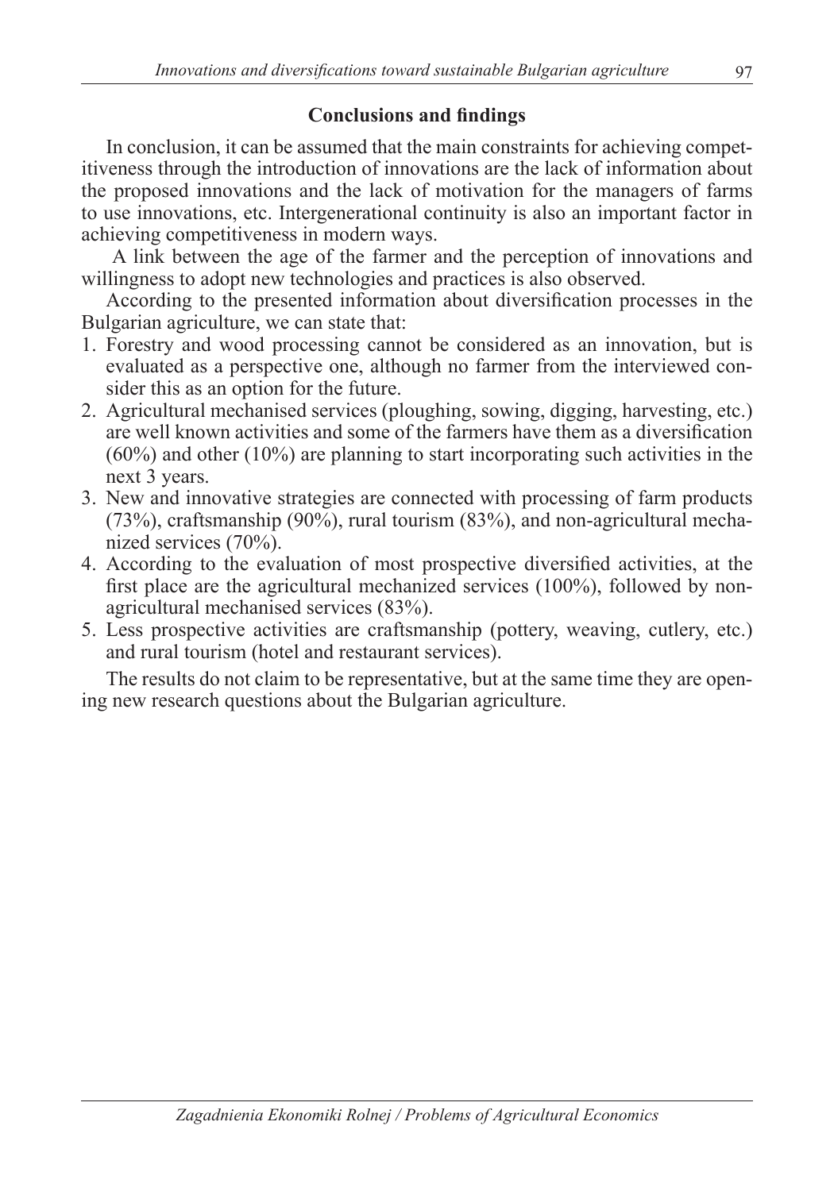## Conclusions and findings

In conclusion, it can be assumed that the main constraints for achieving competitiveness through the introduction of innovations are the lack of information about the proposed innovations and the lack of motivation for the managers of farms to use innovations, etc. Intergenerational continuity is also an important factor in achieving competitiveness in modern ways.

A link between the age of the farmer and the perception of innovations and willingness to adopt new technologies and practices is also observed.

According to the presented information about diversification processes in the Bulgarian agriculture, we can state that:

1. Forestry and wood processing cannot be considered as an innovation, but is evaluated as a perspective one, although no farmer from the interviewed consider this as an option for the future.
2. Agricultural mechanised services (ploughing, sowing, digging, harvesting, etc.) are well known activities and some of the farmers have them as a diversification (60%) and other (10%) are planning to start incorporating such activities in the next 3 years.
3. New and innovative strategies are connected with processing of farm products (73%), craftsmanship (90%), rural tourism (83%), and non-agricultural mechanized services (70%).
4. According to the evaluation of most prospective diversified activities, at the first place are the agricultural mechanized services (100%), followed by non-agricultural mechanised services (83%).
5. Less prospective activities are craftsmanship (pottery, weaving, cutlery, etc.) and rural tourism (hotel and restaurant services).

The results do not claim to be representative, but at the same time they are opening new research questions about the Bulgarian agriculture.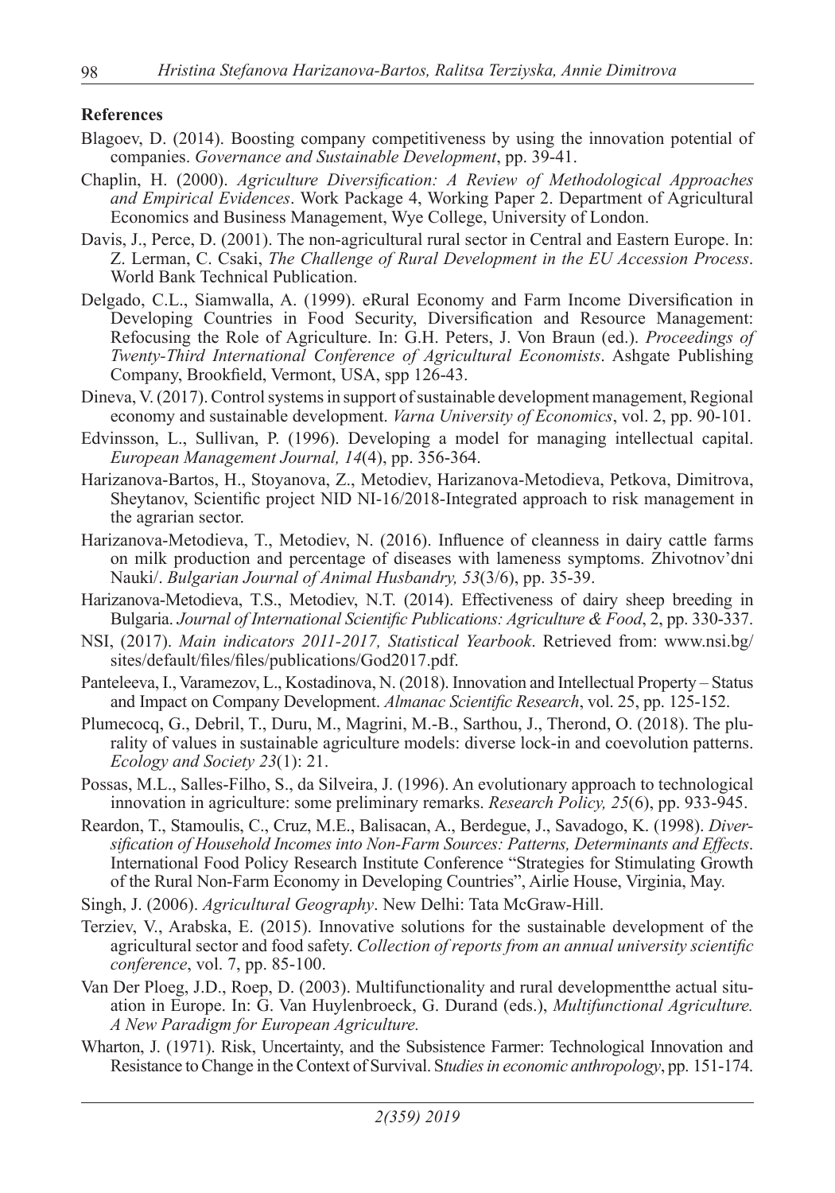**References**

Blagoev, D. (2014). Boosting company competitiveness by using the innovation potential of companies. *Governance and Sustainable Development*, pp. 39-41.

Chaplin, H. (2000). *Agriculture Diversification: A Review of Methodological Approaches and Empirical Evidences*. Work Package 4, Working Paper 2. Department of Agricultural Economics and Business Management, Wye College, University of London.

Davis, J., Perce, D. (2001). The non-agricultural rural sector in Central and Eastern Europe. In: Z. Lerman, C. Csaki, *The Challenge of Rural Development in the EU Accession Process*. World Bank Technical Publication.

Delgado, C.L., Siamwalla, A. (1999). eRural Economy and Farm Income Diversification in Developing Countries in Food Security, Diversification and Resource Management: Refocusing the Role of Agriculture. In: G.H. Peters, J. Von Braun (ed.). *Proceedings of Twenty-Third International Conference of Agricultural Economists*. Ashgate Publishing Company, Brookfield, Vermont, USA, spp 126-43.

Dineva, V. (2017). Control systems in support of sustainable development management, Regional economy and sustainable development. *Varna University of Economics*, vol. 2, pp. 90-101.

Edvinsson, L., Sullivan, P. (1996). Developing a model for managing intellectual capital. *European Management Journal, 14*(4), pp. 356-364.

Harizanova-Bartos, H., Stoyanova, Z., Metodiev, Harizanova-Metodieva, Petkova, Dimitrova, Sheytanov, Scientific project NID NI-16/2018-Integrated approach to risk management in the agrarian sector.

Harizanova-Metodieva, T., Metodiev, N. (2016). Influence of cleanness in dairy cattle farms on milk production and percentage of diseases with lameness symptoms. Zhivotnov'dni Nauki/. *Bulgarian Journal of Animal Husbandry, 53*(3/6), pp. 35-39.

Harizanova-Metodieva, T.S., Metodiev, N.T. (2014). Effectiveness of dairy sheep breeding in Bulgaria. *Journal of International Scientific Publications: Agriculture & Food*, 2, pp. 330-337.

NSI, (2017). *Main indicators 2011-2017, Statistical Yearbook*. Retrieved from: www.nsi.bg/sites/default/files/files/publications/God2017.pdf.

Panteleeva, I., Varamezov, L., Kostadinova, N. (2018). Innovation and Intellectual Property – Status and Impact on Company Development. *Almanac Scientific Research*, vol. 25, pp. 125-152.

Plumecocq, G., Debril, T., Duru, M., Magrini, M.-B., Sarthou, J., Therond, O. (2018). The plurality of values in sustainable agriculture models: diverse lock-in and coevolution patterns. *Ecology and Society 23*(1): 21.

Possas, M.L., Salles-Filho, S., da Silveira, J. (1996). An evolutionary approach to technological innovation in agriculture: some preliminary remarks. *Research Policy, 25*(6), pp. 933-945.

Reardon, T., Stamoulis, C., Cruz, M.E., Balisacan, A., Berdegue, J., Savadogo, K. (1998). *Diversification of Household Incomes into Non-Farm Sources: Patterns, Determinants and Effects*. International Food Policy Research Institute Conference "Strategies for Stimulating Growth of the Rural Non-Farm Economy in Developing Countries", Airlie House, Virginia, May.

Singh, J. (2006). *Agricultural Geography*. New Delhi: Tata McGraw-Hill.

Terziev, V., Arabska, E. (2015). Innovative solutions for the sustainable development of the agricultural sector and food safety. *Collection of reports from an annual university scientific conference*, vol. 7, pp. 85-100.

Van Der Ploeg, J.D., Roep, D. (2003). Multifunctionality and rural developmentthe actual situation in Europe. In: G. Van Huylenbroeck, G. Durand (eds.), *Multifunctional Agriculture. A New Paradigm for European Agriculture.*

Wharton, J. (1971). Risk, Uncertainty, and the Subsistence Farmer: Technological Innovation and Resistance to Change in the Context of Survival. S*tudies in economic anthropology*, pp. 151-174.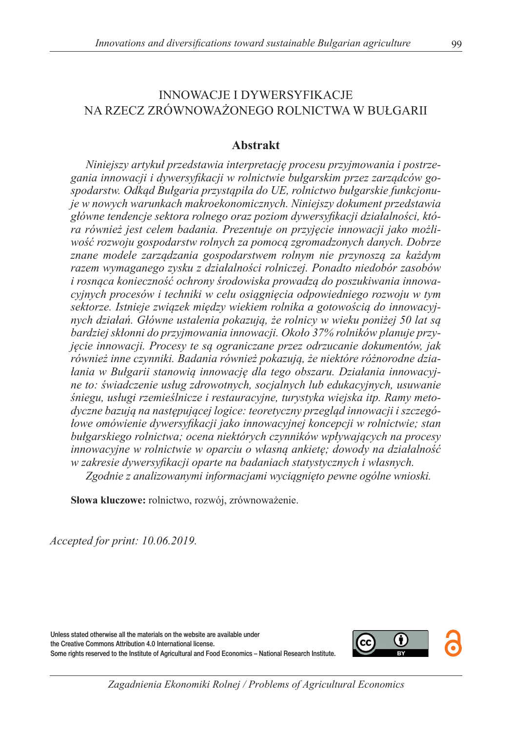# INNOWACJE I DYWERSYFIKACJE NA RZECZ ZRÓWNOWAŻONEGO ROLNICTWA W BUŁGARII

## Abstrakt

*Niniejszy artykuł przedstawia interpretację procesu przyjmowania i postrzegania innowacji i dywersyfikacji w rolnictwie bułgarskim przez zarządców gospodarstw. Odkąd Bułgaria przystąpiła do UE, rolnictwo bułgarskie funkcjonuje w nowych warunkach makroekonomicznych. Niniejszy dokument przedstawia główne tendencje sektora rolnego oraz poziom dywersyfikacji działalności, która również jest celem badania. Prezentuje on przyjęcie innowacji jako możliwość rozwoju gospodarstw rolnych za pomocą zgromadzonych danych. Dobrze znane modele zarządzania gospodarstwem rolnym nie przynoszą za każdym razem wymaganego zysku z działalności rolniczej. Ponadto niedobór zasobów i rosnąca konieczność ochrony środowiska prowadzą do poszukiwania innowacyjnych procesów i techniki w celu osiągnięcia odpowiedniego rozwoju w tym sektorze. Istnieje związek między wiekiem rolnika a gotowością do innowacyjnych działań. Główne ustalenia pokazują, że rolnicy w wieku poniżej 50 lat są bardziej skłonni do przyjmowania innowacji. Około 37% rolników planuje przyjęcie innowacji. Procesy te są ograniczane przez odrzucanie dokumentów, jak również inne czynniki. Badania również pokazują, że niektóre różnorodne działania w Bułgarii stanowią innowację dla tego obszaru. Działania innowacyjne to: świadczenie usług zdrowotnych, socjalnych lub edukacyjnych, usuwanie śniegu, usługi rzemieślnicze i restauracyjne, turystyka wiejska itp. Ramy metodyczne bazują na następującej logice: teoretyczny przegląd innowacji i szczegółowe omówienie dywersyfikacji jako innowacyjnej koncepcji w rolnictwie; stan bułgarskiego rolnictwa; ocena niektórych czynników wpływających na procesy innowacyjne w rolnictwie w oparciu o własną ankietę; dowody na działalność w zakresie dywersyfikacji oparte na badaniach statystycznych i własnych.*

*Zgodnie z analizowanymi informacjami wyciągnięto pewne ogólne wnioski.*

**Słowa kluczowe:** rolnictwo, rozwój, zrównoważenie.

*Accepted for print: 10.06.2019.*

Unless stated otherwise all the materials on the website are available under the Creative Commons Attribution 4.0 International license. Some rights reserved to the Institute of Agricultural and Food Economics – National Research Institute.